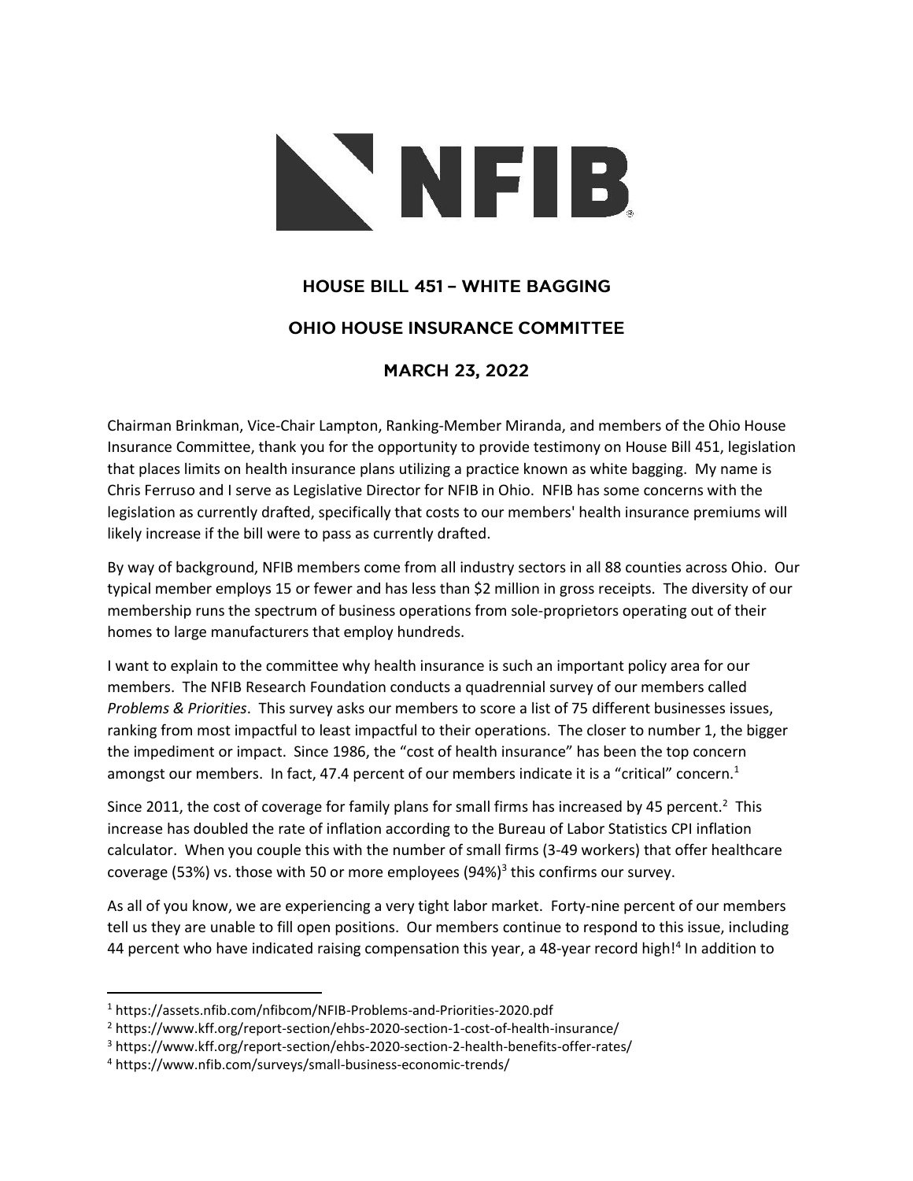# NFIB

## HOUSE BILL 451 – WHITE BAGGING

## OHIO HOUSE INSURANCE COMMITTEE

## MARCH 23, 2022

Chairman Brinkman, Vice-Chair Lampton, Ranking-Member Miranda, and members of the Ohio House Insurance Committee, thank you for the opportunity to provide testimony on House Bill 451, legislation that places limits on health insurance plans utilizing a practice known as white bagging. My name is Chris Ferruso and I serve as Legislative Director for NFIB in Ohio. NFIB has some concerns with the legislation as currently drafted, specifically that costs to our members' health insurance premiums will likely increase if the bill were to pass as currently drafted.

By way of background, NFIB members come from all industry sectors in all 88 counties across Ohio. Our typical member employs 15 or fewer and has less than $2 million in gross receipts. The diversity of our membership runs the spectrum of business operations from sole-proprietors operating out of their homes to large manufacturers that employ hundreds.

I want to explain to the committee why health insurance is such an important policy area for our members. The NFIB Research Foundation conducts a quadrennial survey of our members called *Problems & Priorities*. This survey asks our members to score a list of 75 different businesses issues, ranking from most impactful to least impactful to their operations. The closer to number 1, the bigger the impediment or impact. Since 1986, the "cost of health insurance" has been the top concern amongst our members. In fact, 47.4 percent of our members indicate it is a "critical" concern.[1]

Since 2011, the cost of coverage for family plans for small firms has increased by 45 percent.[2] This increase has doubled the rate of inflation according to the Bureau of Labor Statistics CPI inflation calculator. When you couple this with the number of small firms (3-49 workers) that offer healthcare coverage (53%) vs. those with 50 or more employees (94%)[3] this confirms our survey.

As all of you know, we are experiencing a very tight labor market. Forty-nine percent of our members tell us they are unable to fill open positions. Our members continue to respond to this issue, including 44 percent who have indicated raising compensation this year, a 48-year record high![4] In addition to

---

[1] https://assets.nfib.com/nfibcom/NFIB-Problems-and-Priorities-2020.pdf

[2] https://www.kff.org/report-section/ehbs-2020-section-1-cost-of-health-insurance/

[3] https://www.kff.org/report-section/ehbs-2020-section-2-health-benefits-offer-rates/

[4] https://www.nfib.com/surveys/small-business-economic-trends/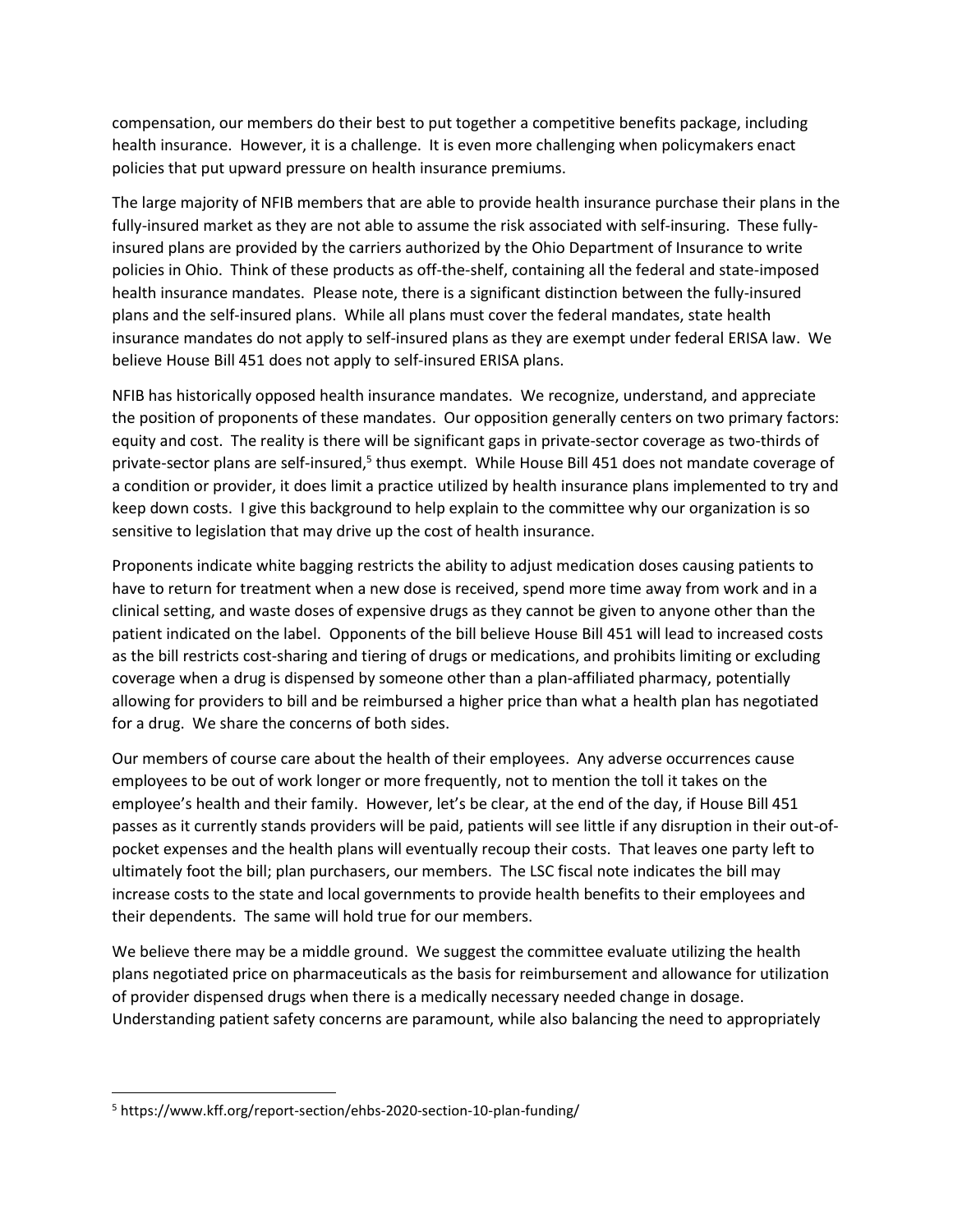compensation, our members do their best to put together a competitive benefits package, including health insurance. However, it is a challenge. It is even more challenging when policymakers enact policies that put upward pressure on health insurance premiums.

The large majority of NFIB members that are able to provide health insurance purchase their plans in the fully-insured market as they are not able to assume the risk associated with self-insuring. These fully-insured plans are provided by the carriers authorized by the Ohio Department of Insurance to write policies in Ohio. Think of these products as off-the-shelf, containing all the federal and state-imposed health insurance mandates. Please note, there is a significant distinction between the fully-insured plans and the self-insured plans. While all plans must cover the federal mandates, state health insurance mandates do not apply to self-insured plans as they are exempt under federal ERISA law. We believe House Bill 451 does not apply to self-insured ERISA plans.

NFIB has historically opposed health insurance mandates. We recognize, understand, and appreciate the position of proponents of these mandates. Our opposition generally centers on two primary factors: equity and cost. The reality is there will be significant gaps in private-sector coverage as two-thirds of private-sector plans are self-insured,[5] thus exempt. While House Bill 451 does not mandate coverage of a condition or provider, it does limit a practice utilized by health insurance plans implemented to try and keep down costs. I give this background to help explain to the committee why our organization is so sensitive to legislation that may drive up the cost of health insurance.

Proponents indicate white bagging restricts the ability to adjust medication doses causing patients to have to return for treatment when a new dose is received, spend more time away from work and in a clinical setting, and waste doses of expensive drugs as they cannot be given to anyone other than the patient indicated on the label. Opponents of the bill believe House Bill 451 will lead to increased costs as the bill restricts cost-sharing and tiering of drugs or medications, and prohibits limiting or excluding coverage when a drug is dispensed by someone other than a plan-affiliated pharmacy, potentially allowing for providers to bill and be reimbursed a higher price than what a health plan has negotiated for a drug. We share the concerns of both sides.

Our members of course care about the health of their employees. Any adverse occurrences cause employees to be out of work longer or more frequently, not to mention the toll it takes on the employee's health and their family. However, let's be clear, at the end of the day, if House Bill 451 passes as it currently stands providers will be paid, patients will see little if any disruption in their out-of-pocket expenses and the health plans will eventually recoup their costs. That leaves one party left to ultimately foot the bill; plan purchasers, our members. The LSC fiscal note indicates the bill may increase costs to the state and local governments to provide health benefits to their employees and their dependents. The same will hold true for our members.

We believe there may be a middle ground. We suggest the committee evaluate utilizing the health plans negotiated price on pharmaceuticals as the basis for reimbursement and allowance for utilization of provider dispensed drugs when there is a medically necessary needed change in dosage. Understanding patient safety concerns are paramount, while also balancing the need to appropriately

[5] https://www.kff.org/report-section/ehbs-2020-section-10-plan-funding/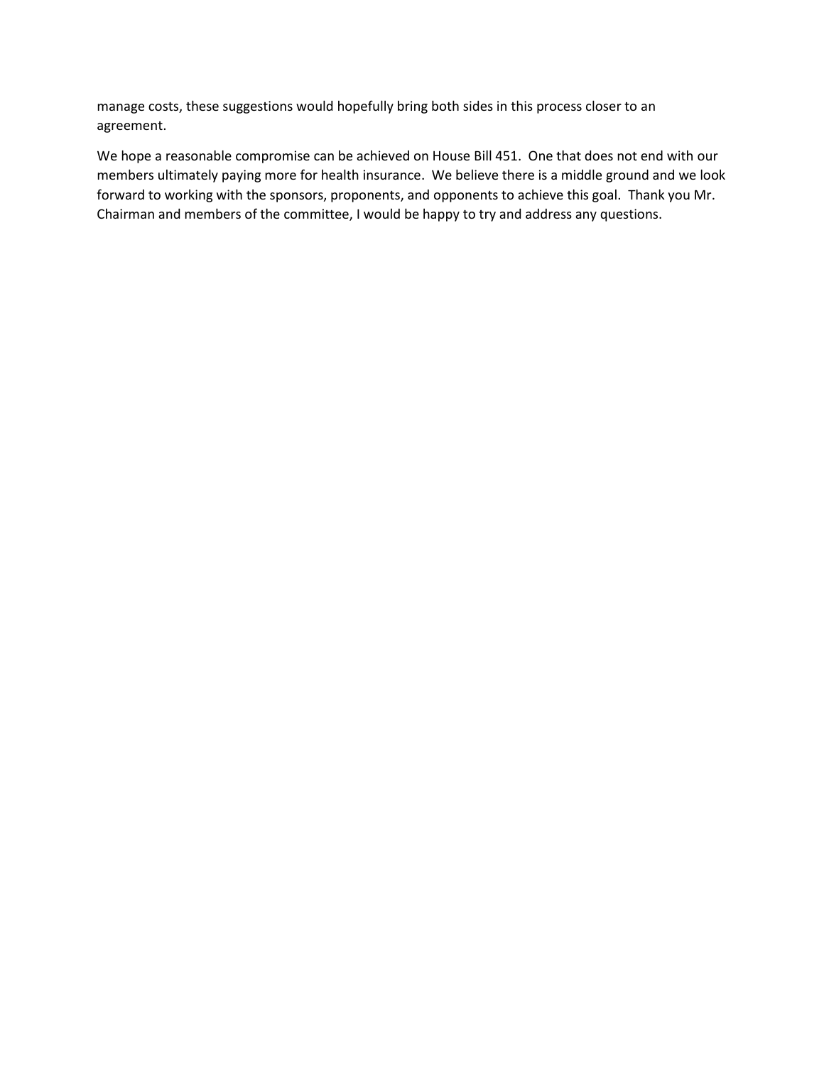manage costs, these suggestions would hopefully bring both sides in this process closer to an agreement.

We hope a reasonable compromise can be achieved on House Bill 451. One that does not end with our members ultimately paying more for health insurance. We believe there is a middle ground and we look forward to working with the sponsors, proponents, and opponents to achieve this goal. Thank you Mr. Chairman and members of the committee, I would be happy to try and address any questions.